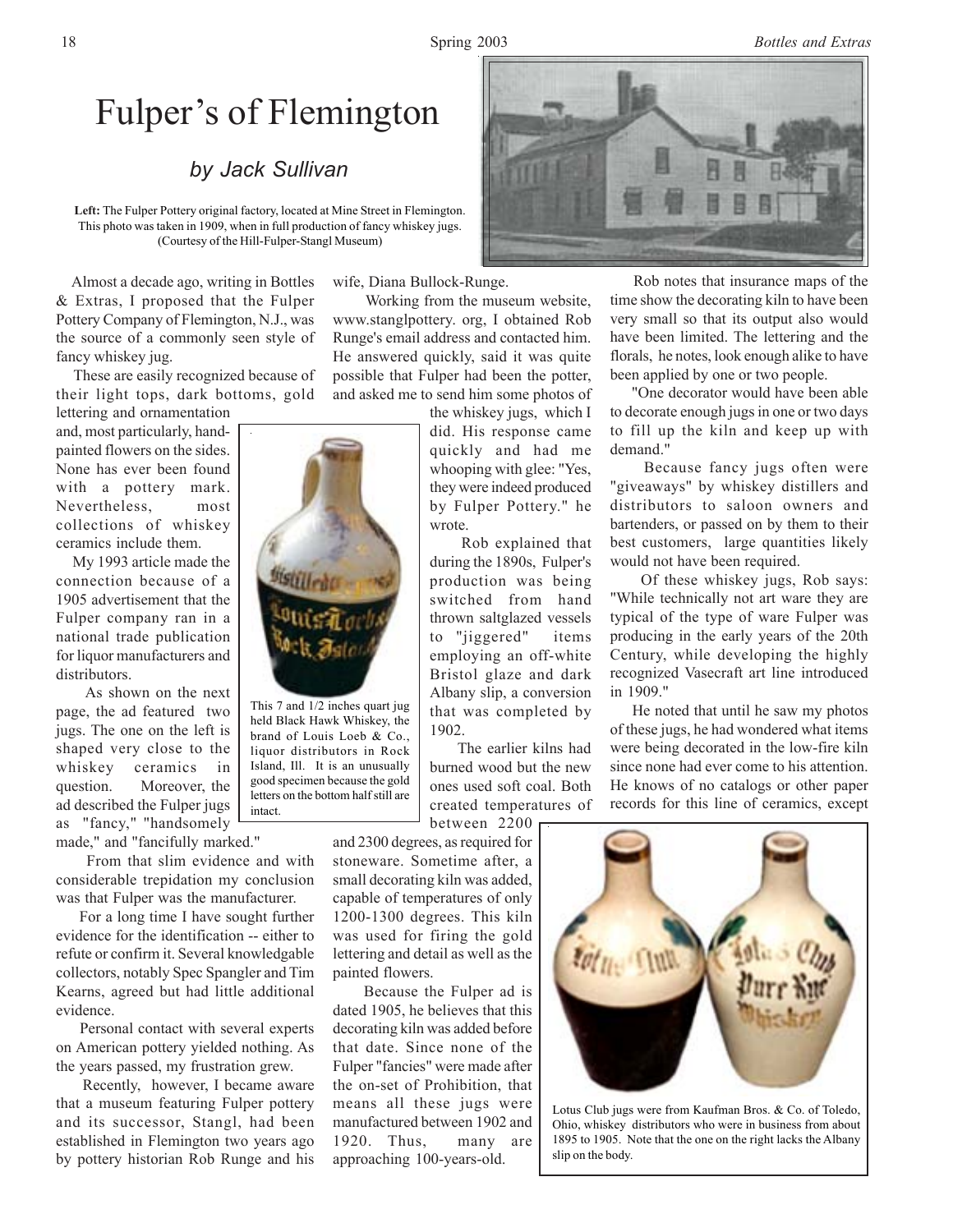# Fulper's of Flemington

## *by Jack Sullivan*

**Left:** The Fulper Pottery original factory, located at Mine Street in Flemington. This photo was taken in 1909, when in full production of fancy whiskey jugs. (Courtesy of the Hill-Fulper-Stangl Museum)

Almost a decade ago, writing in Bottles & Extras, I proposed that the Fulper Pottery Company of Flemington, N.J., was the source of a commonly seen style of fancy whiskey jug.

These are easily recognized because of their light tops, dark bottoms, gold lettering and ornamentation and, most particularly, hand-painted flowers on the sides. None has ever been found with a pottery mark. Nevertheless, most collections of whiskey ceramics include them.

My 1993 article made the connection because of a 1905 advertisement that the Fulper company ran in a national trade publication for liquor manufacturers and distributors.

As shown on the next page, the ad featured two jugs. The one on the left is shaped very close to the whiskey ceramics in question. Moreover, the ad described the Fulper jugs as "fancy," "handsomely made," and "fancifully marked."

From that slim evidence and with considerable trepidation my conclusion was that Fulper was the manufacturer.

For a long time I have sought further evidence for the identification -- either to refute or confirm it. Several knowledgable collectors, notably Spec Spangler and Tim Kearns, agreed but had little additional evidence.

Personal contact with several experts on American pottery yielded nothing. As the years passed, my frustration grew.

Recently, however, I became aware that a museum featuring Fulper pottery and its successor, Stangl, had been established in Flemington two years ago by pottery historian Rob Runge and his wife, Diana Bullock-Runge.

Working from the museum website, www.stanglpottery. org, I obtained Rob Runge's email address and contacted him. He answered quickly, said it was quite possible that Fulper had been the potter, and asked me to send him some photos of the whiskey jugs, which I did. His response came quickly and had me whooping with glee: "Yes, they were indeed produced by Fulper Pottery." he wrote.

This 7 and 1/2 inches quart jug held Black Hawk Whiskey, the brand of Louis Loeb & Co., liquor distributors in Rock Island, Ill. It is an unusually good specimen because the gold letters on the bottom half still are intact.

Rob explained that during the 1890s, Fulper's production was being switched from hand thrown saltglazed vessels to "jiggered" items employing an off-white Bristol glaze and dark Albany slip, a conversion that was completed by 1902.

The earlier kilns had burned wood but the new ones used soft coal. Both created temperatures of between 2200 and 2300 degrees, as required for stoneware. Sometime after, a small decorating kiln was added, capable of temperatures of only 1200-1300 degrees. This kiln was used for firing the gold lettering and detail as well as the painted flowers.

Because the Fulper ad is dated 1905, he believes that this decorating kiln was added before that date. Since none of the Fulper "fancies" were made after the on-set of Prohibition, that means all these jugs were manufactured between 1902 and 1920. Thus, many are approaching 100-years-old.

Rob notes that insurance maps of the time show the decorating kiln to have been very small so that its output also would have been limited. The lettering and the florals, he notes, look enough alike to have been applied by one or two people.

"One decorator would have been able to decorate enough jugs in one or two days to fill up the kiln and keep up with demand."

Because fancy jugs often were "giveaways" by whiskey distillers and distributors to saloon owners and bartenders, or passed on by them to their best customers, large quantities likely would not have been required.

Of these whiskey jugs, Rob says: "While technically not art ware they are typical of the type of ware Fulper was producing in the early years of the 20th Century, while developing the highly recognized Vasecraft art line introduced in 1909."

He noted that until he saw my photos of these jugs, he had wondered what items were being decorated in the low-fire kiln since none had ever come to his attention. He knows of no catalogs or other paper records for this line of ceramics, except

Lotus Club jugs were from Kaufman Bros. & Co. of Toledo, Ohio, whiskey distributors who were in business from about 1895 to 1905. Note that the one on the right lacks the Albany slip on the body.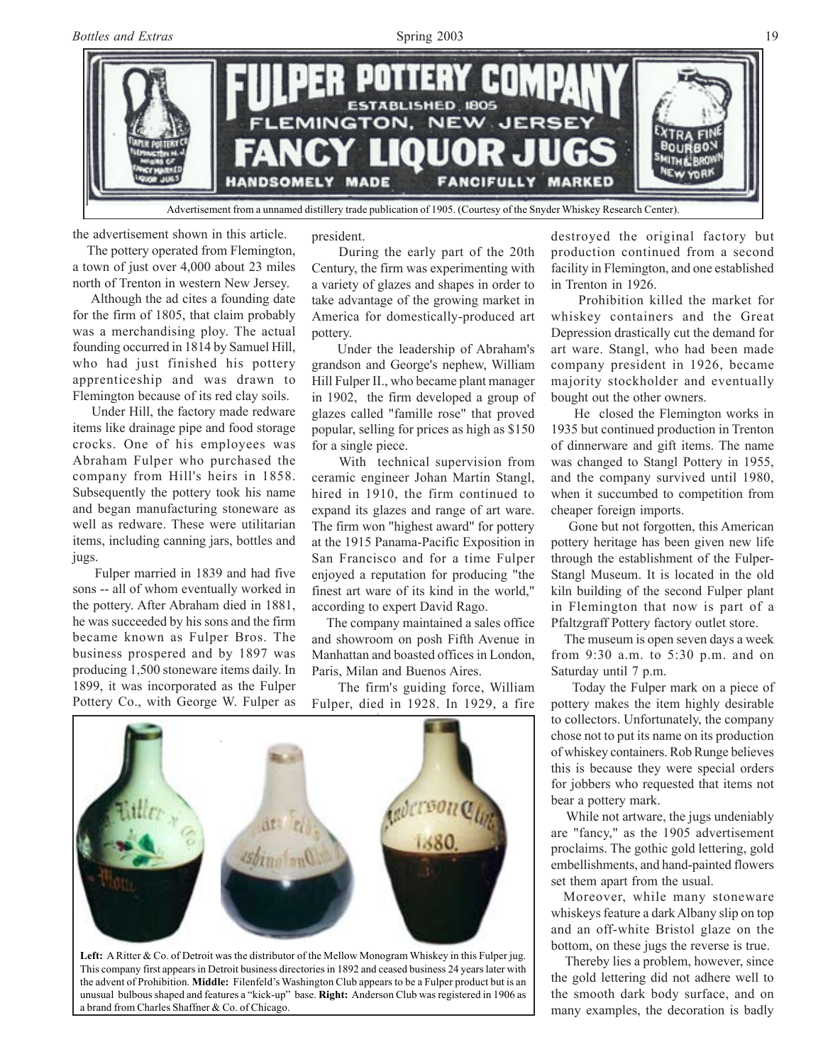Advertisement from a unnamed distillery trade publication of 1905. (Courtesy of the Snyder Whiskey Research Center).

the advertisement shown in this article.

The pottery operated from Flemington, a town of just over 4,000 about 23 miles north of Trenton in western New Jersey.

Although the ad cites a founding date for the firm of 1805, that claim probably was a merchandising ploy. The actual founding occurred in 1814 by Samuel Hill, who had just finished his pottery apprenticeship and was drawn to Flemington because of its red clay soils.

Under Hill, the factory made redware items like drainage pipe and food storage crocks. One of his employees was Abraham Fulper who purchased the company from Hill's heirs in 1858. Subsequently the pottery took his name and began manufacturing stoneware as well as redware. These were utilitarian items, including canning jars, bottles and jugs.

Fulper married in 1839 and had five sons -- all of whom eventually worked in the pottery. After Abraham died in 1881, he was succeeded by his sons and the firm became known as Fulper Bros. The business prospered and by 1897 was producing 1,500 stoneware items daily. In 1899, it was incorporated as the Fulper Pottery Co., with George W. Fulper as president.

During the early part of the 20th Century, the firm was experimenting with a variety of glazes and shapes in order to take advantage of the growing market in America for domestically-produced art pottery.

Under the leadership of Abraham's grandson and George's nephew, William Hill Fulper II., who became plant manager in 1902, the firm developed a group of glazes called "famille rose" that proved popular, selling for prices as high as $150 for a single piece.

With technical supervision from ceramic engineer Johan Martin Stangl, hired in 1910, the firm continued to expand its glazes and range of art ware. The firm won "highest award" for pottery at the 1915 Panama-Pacific Exposition in San Francisco and for a time Fulper enjoyed a reputation for producing "the finest art ware of its kind in the world," according to expert David Rago.

The company maintained a sales office and showroom on posh Fifth Avenue in Manhattan and boasted offices in London, Paris, Milan and Buenos Aires.

The firm's guiding force, William Fulper, died in 1928. In 1929, a fire destroyed the original factory but production continued from a second facility in Flemington, and one established in Trenton in 1926.

Prohibition killed the market for whiskey containers and the Great Depression drastically cut the demand for art ware. Stangl, who had been made company president in 1926, became majority stockholder and eventually bought out the other owners.

He closed the Flemington works in 1935 but continued production in Trenton of dinnerware and gift items. The name was changed to Stangl Pottery in 1955, and the company survived until 1980, when it succumbed to competition from cheaper foreign imports.

Gone but not forgotten, this American pottery heritage has been given new life through the establishment of the Fulper-Stangl Museum. It is located in the old kiln building of the second Fulper plant in Flemington that now is part of a Pfaltzgraff Pottery factory outlet store.

The museum is open seven days a week from 9:30 a.m. to 5:30 p.m. and on Saturday until 7 p.m.

Today the Fulper mark on a piece of pottery makes the item highly desirable to collectors. Unfortunately, the company chose not to put its name on its production of whiskey containers. Rob Runge believes this is because they were special orders for jobbers who requested that items not bear a pottery mark.

While not artware, the jugs undeniably are "fancy," as the 1905 advertisement proclaims. The gothic gold lettering, gold embellishments, and hand-painted flowers set them apart from the usual.

Moreover, while many stoneware whiskeys feature a dark Albany slip on top and an off-white Bristol glaze on the bottom, on these jugs the reverse is true.

Thereby lies a problem, however, since the gold lettering did not adhere well to the smooth dark body surface, and on many examples, the decoration is badly

**Left:** A Ritter & Co. of Detroit was the distributor of the Mellow Monogram Whiskey in this Fulper jug. This company first appears in Detroit business directories in 1892 and ceased business 24 years later with the advent of Prohibition. **Middle:** Filenfeld's Washington Club appears to be a Fulper product but is an unusual bulbous shaped and features a "kick-up" base. **Right:** Anderson Club was registered in 1906 as a brand from Charles Shaffner & Co. of Chicago.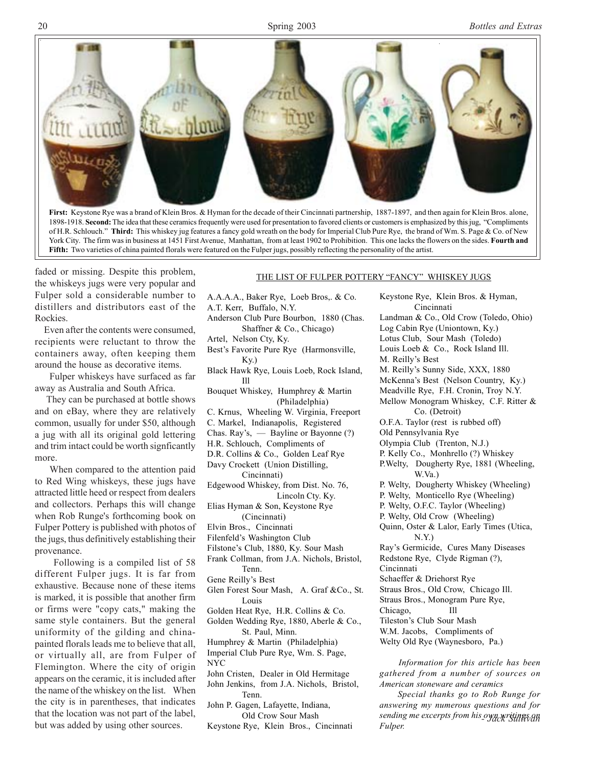**First:** Keystone Rye was a brand of Klein Bros. & Hyman for the decade of their Cincinnati partnership, 1887-1897, and then again for Klein Bros. alone, 1898-1918. **Second:** The idea that these ceramics frequently were used for presentation to favored clients or customers is emphasized by this jug, "Compliments of H.R. Schlouch." **Third:** This whiskey jug features a fancy gold wreath on the body for Imperial Club Pure Rye, the brand of Wm. S. Page & Co. of New York City. The firm was in business at 1451 First Avenue, Manhattan, from at least 1902 to Prohibition. This one lacks the flowers on the sides. **Fourth and Fifth:** Two varieties of china painted florals were featured on the Fulper jugs, possibly reflecting the personality of the artist.

faded or missing. Despite this problem, the whiskeys jugs were very popular and Fulper sold a considerable number to distillers and distributors east of the Rockies.

Even after the contents were consumed, recipients were reluctant to throw the containers away, often keeping them around the house as decorative items.

Fulper whiskeys have surfaced as far away as Australia and South Africa.

They can be purchased at bottle shows and on eBay, where they are relatively common, usually for under $50, although a jug with all its original gold lettering and trim intact could be worth signficantly more.

When compared to the attention paid to Red Wing whiskeys, these jugs have attracted little heed or respect from dealers and collectors. Perhaps this will change when Rob Runge's forthcoming book on Fulper Pottery is published with photos of the jugs, thus definitively establishing their provenance.

Following is a compiled list of 58 different Fulper jugs. It is far from exhaustive. Because none of these items is marked, it is possible that another firm or firms were "copy cats," making the same style containers. But the general uniformity of the gilding and china-painted florals leads me to believe that all, or virtually all, are from Fulper of Flemington. Where the city of origin appears on the ceramic, it is included after the name of the whiskey on the list. When the city is in parentheses, that indicates that the location was not part of the label, but was added by using other sources.

THE LIST OF FULPER POTTERY "FANCY" WHISKEY JUGS

A.A.A.A., Baker Rye, Loeb Bros,. & Co.
A.T. Kerr, Buffalo, N.Y.
Anderson Club Pure Bourbon, 1880 (Chas. Shaffner & Co., Chicago)
Artel, Nelson Cty, Ky.
Best's Favorite Pure Rye (Harmonsville, Ky.)
Black Hawk Rye, Louis Loeb, Rock Island, Ill
Bouquet Whiskey, Humphrey & Martin (Philadelphia)
C. Krnus, Wheeling W. Virginia, Freeport
C. Markel, Indianapolis, Registered
Chas. Ray's, — Bayline or Bayonne (?)
H.R. Schlouch, Compliments of
D.R. Collins & Co., Golden Leaf Rye
Davy Crockett (Union Distilling, Cincinnati)
Edgewood Whiskey, from Dist. No. 76, Lincoln Cty. Ky.
Elias Hyman & Son, Keystone Rye (Cincinnati)
Elvin Bros., Cincinnati
Filenfeld's Washington Club
Filstone's Club, 1880, Ky. Sour Mash
Frank Collman, from J.A. Nichols, Bristol, Tenn.
Gene Reilly's Best
Glen Forest Sour Mash, A. Graf &Co., St. Louis
Golden Heat Rye, H.R. Collins & Co.
Golden Wedding Rye, 1880, Aberle & Co., St. Paul, Minn.
Humphrey & Martin (Philadelphia)
Imperial Club Pure Rye, Wm. S. Page, NYC
John Cristen, Dealer in Old Hermitage
John Jenkins, from J.A. Nichols, Bristol, Tenn.
John P. Gagen, Lafayette, Indiana, Old Crow Sour Mash
Keystone Rye, Klein Bros., Cincinnati
Keystone Rye, Klein Bros. & Hyman, Cincinnati
Landman & Co., Old Crow (Toledo, Ohio)
Log Cabin Rye (Uniontown, Ky.)
Lotus Club, Sour Mash (Toledo)
Louis Loeb & Co., Rock Island Ill.
M. Reilly's Best
M. Reilly's Sunny Side, XXX, 1880
McKenna's Best (Nelson Country, Ky.)
Meadville Rye, F.H. Cronin, Troy N.Y.
Mellow Monogram Whiskey, C.F. Ritter & Co. (Detroit)
O.F.A. Taylor (rest is rubbed off)
Old Pennsylvania Rye
Olympia Club (Trenton, N.J.)
P. Kelly Co., Monhrello (?) Whiskey
P.Welty, Dougherty Rye, 1881 (Wheeling, W.Va.)
P. Welty, Dougherty Whiskey (Wheeling)
P. Welty, Monticello Rye (Wheeling)
P. Welty, O.F.C. Taylor (Wheeling)
P. Welty, Old Crow (Wheeling)
Quinn, Oster & Lalor, Early Times (Utica, N.Y.)
Ray's Germicide, Cures Many Diseases
Redstone Rye, Clyde Rigman (?), Cincinnati
Schaeffer & Driehorst Rye
Straus Bros., Old Crow, Chicago Ill.
Straus Bros., Monogram Pure Rye, Chicago, Ill
Tileston's Club Sour Mash
W.M. Jacobs, Compliments of
Welty Old Rye (Waynesboro, Pa.)

*Information for this article has been gathered from a number of sources on American stoneware and ceramics*

*Special thanks go to Rob Runge for answering my numerous questions and for sending me excerpts from his own writings on Fulper.*

*- Jack Sullivan*